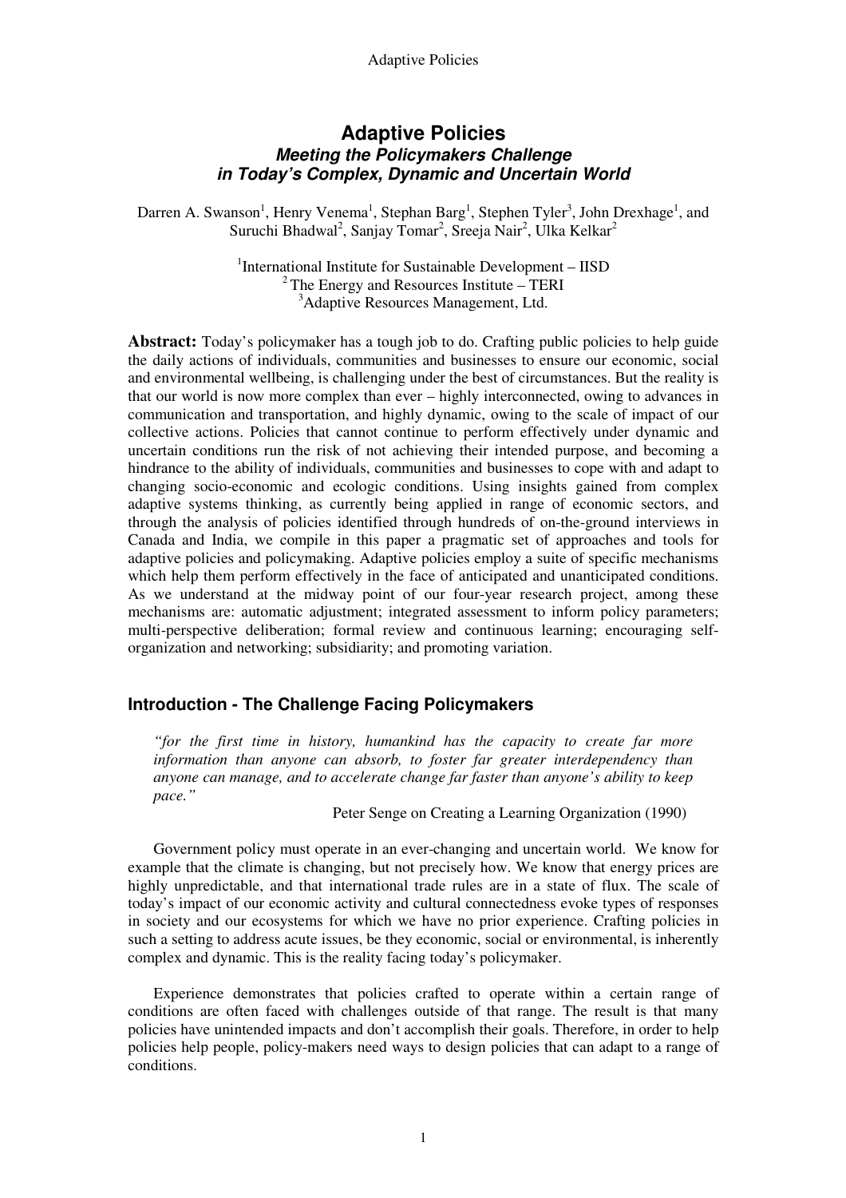# Adaptive Policies

## *Meeting the Policymakers Challenge in Today's Complex, Dynamic and Uncertain World*

Darren A. Swanson[1], Henry Venema[1], Stephan Barg[1], Stephen Tyler[3], John Drexhage[1], and Suruchi Bhadwal[2], Sanjay Tomar[2], Sreeja Nair[2], Ulka Kelkar[2]

[1]International Institute for Sustainable Development – IISD
[2]The Energy and Resources Institute – TERI
[3]Adaptive Resources Management, Ltd.

**Abstract:** Today's policymaker has a tough job to do. Crafting public policies to help guide the daily actions of individuals, communities and businesses to ensure our economic, social and environmental wellbeing, is challenging under the best of circumstances. But the reality is that our world is now more complex than ever – highly interconnected, owing to advances in communication and transportation, and highly dynamic, owing to the scale of impact of our collective actions. Policies that cannot continue to perform effectively under dynamic and uncertain conditions run the risk of not achieving their intended purpose, and becoming a hindrance to the ability of individuals, communities and businesses to cope with and adapt to changing socio-economic and ecologic conditions. Using insights gained from complex adaptive systems thinking, as currently being applied in range of economic sectors, and through the analysis of policies identified through hundreds of on-the-ground interviews in Canada and India, we compile in this paper a pragmatic set of approaches and tools for adaptive policies and policymaking. Adaptive policies employ a suite of specific mechanisms which help them perform effectively in the face of anticipated and unanticipated conditions. As we understand at the midway point of our four-year research project, among these mechanisms are: automatic adjustment; integrated assessment to inform policy parameters; multi-perspective deliberation; formal review and continuous learning; encouraging self-organization and networking; subsidiarity; and promoting variation.

## Introduction - The Challenge Facing Policymakers

> *"for the first time in history, humankind has the capacity to create far more information than anyone can absorb, to foster far greater interdependency than anyone can manage, and to accelerate change far faster than anyone's ability to keep pace."*
>
> Peter Senge on Creating a Learning Organization (1990)

Government policy must operate in an ever-changing and uncertain world. We know for example that the climate is changing, but not precisely how. We know that energy prices are highly unpredictable, and that international trade rules are in a state of flux. The scale of today's impact of our economic activity and cultural connectedness evoke types of responses in society and our ecosystems for which we have no prior experience. Crafting policies in such a setting to address acute issues, be they economic, social or environmental, is inherently complex and dynamic. This is the reality facing today's policymaker.

Experience demonstrates that policies crafted to operate within a certain range of conditions are often faced with challenges outside of that range. The result is that many policies have unintended impacts and don't accomplish their goals. Therefore, in order to help policies help people, policy-makers need ways to design policies that can adapt to a range of conditions.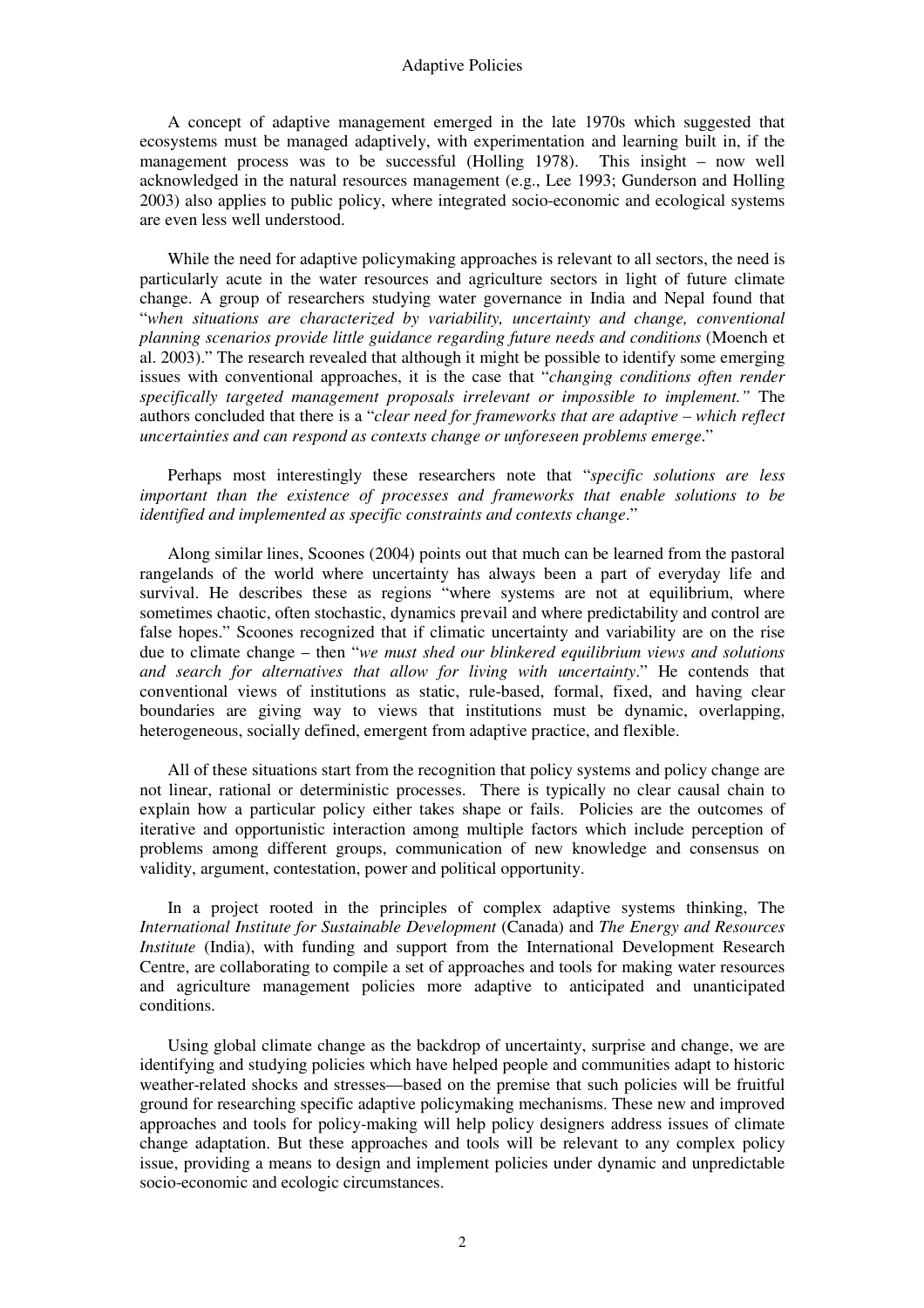A concept of adaptive management emerged in the late 1970s which suggested that ecosystems must be managed adaptively, with experimentation and learning built in, if the management process was to be successful (Holling 1978). This insight – now well acknowledged in the natural resources management (e.g., Lee 1993; Gunderson and Holling 2003) also applies to public policy, where integrated socio-economic and ecological systems are even less well understood.

While the need for adaptive policymaking approaches is relevant to all sectors, the need is particularly acute in the water resources and agriculture sectors in light of future climate change. A group of researchers studying water governance in India and Nepal found that "*when situations are characterized by variability, uncertainty and change, conventional planning scenarios provide little guidance regarding future needs and conditions* (Moench et al. 2003)." The research revealed that although it might be possible to identify some emerging issues with conventional approaches, it is the case that "*changing conditions often render specifically targeted management proposals irrelevant or impossible to implement.*" The authors concluded that there is a "*clear need for frameworks that are adaptive – which reflect uncertainties and can respond as contexts change or unforeseen problems emerge*."

Perhaps most interestingly these researchers note that "*specific solutions are less important than the existence of processes and frameworks that enable solutions to be identified and implemented as specific constraints and contexts change*."

Along similar lines, Scoones (2004) points out that much can be learned from the pastoral rangelands of the world where uncertainty has always been a part of everyday life and survival. He describes these as regions "where systems are not at equilibrium, where sometimes chaotic, often stochastic, dynamics prevail and where predictability and control are false hopes." Scoones recognized that if climatic uncertainty and variability are on the rise due to climate change – then "*we must shed our blinkered equilibrium views and solutions and search for alternatives that allow for living with uncertainty*." He contends that conventional views of institutions as static, rule-based, formal, fixed, and having clear boundaries are giving way to views that institutions must be dynamic, overlapping, heterogeneous, socially defined, emergent from adaptive practice, and flexible.

All of these situations start from the recognition that policy systems and policy change are not linear, rational or deterministic processes. There is typically no clear causal chain to explain how a particular policy either takes shape or fails. Policies are the outcomes of iterative and opportunistic interaction among multiple factors which include perception of problems among different groups, communication of new knowledge and consensus on validity, argument, contestation, power and political opportunity.

In a project rooted in the principles of complex adaptive systems thinking, The *International Institute for Sustainable Development* (Canada) and *The Energy and Resources Institute* (India), with funding and support from the International Development Research Centre, are collaborating to compile a set of approaches and tools for making water resources and agriculture management policies more adaptive to anticipated and unanticipated conditions.

Using global climate change as the backdrop of uncertainty, surprise and change, we are identifying and studying policies which have helped people and communities adapt to historic weather-related shocks and stresses—based on the premise that such policies will be fruitful ground for researching specific adaptive policymaking mechanisms. These new and improved approaches and tools for policy-making will help policy designers address issues of climate change adaptation. But these approaches and tools will be relevant to any complex policy issue, providing a means to design and implement policies under dynamic and unpredictable socio-economic and ecologic circumstances.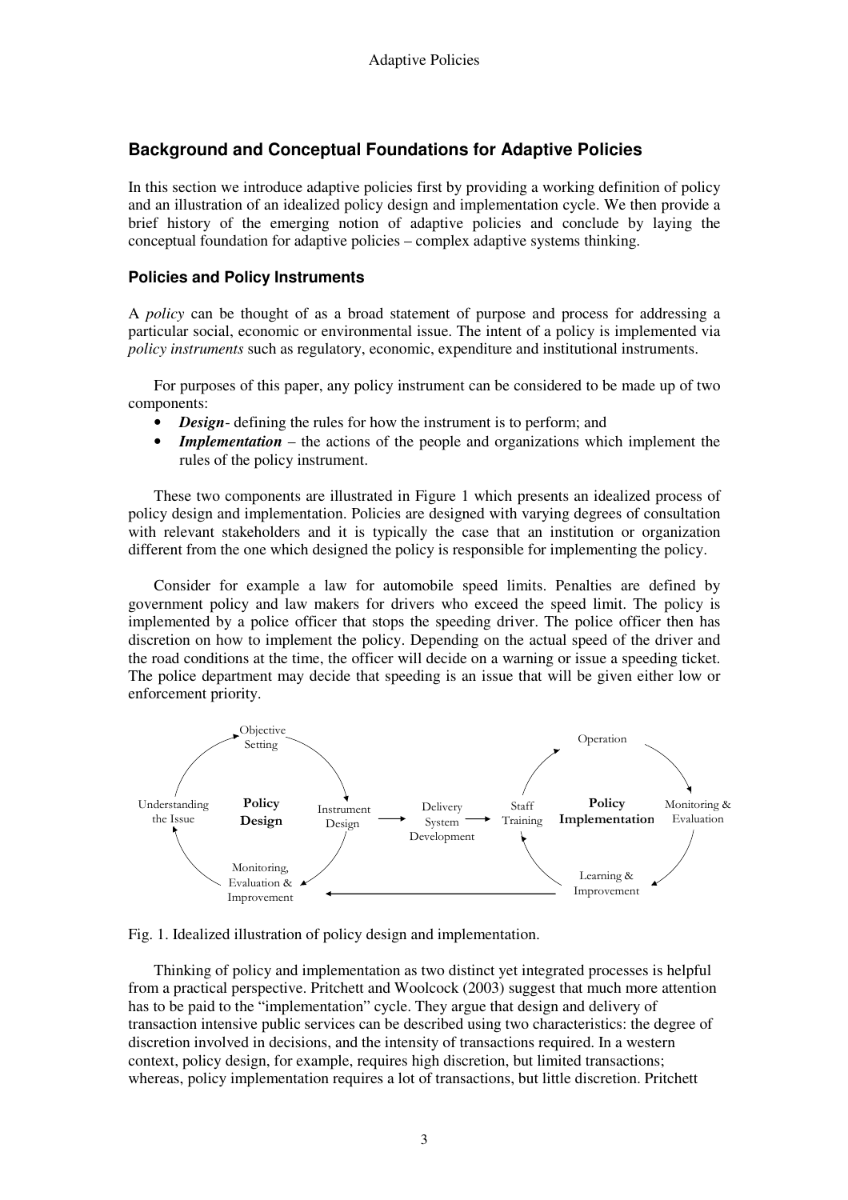## Background and Conceptual Foundations for Adaptive Policies

In this section we introduce adaptive policies first by providing a working definition of policy and an illustration of an idealized policy design and implementation cycle. We then provide a brief history of the emerging notion of adaptive policies and conclude by laying the conceptual foundation for adaptive policies – complex adaptive systems thinking.

### Policies and Policy Instruments

A *policy* can be thought of as a broad statement of purpose and process for addressing a particular social, economic or environmental issue. The intent of a policy is implemented via *policy instruments* such as regulatory, economic, expenditure and institutional instruments.

For purposes of this paper, any policy instrument can be considered to be made up of two components:

- ***Design***- defining the rules for how the instrument is to perform; and
- ***Implementation*** – the actions of the people and organizations which implement the rules of the policy instrument.

These two components are illustrated in Figure 1 which presents an idealized process of policy design and implementation. Policies are designed with varying degrees of consultation with relevant stakeholders and it is typically the case that an institution or organization different from the one which designed the policy is responsible for implementing the policy.

Consider for example a law for automobile speed limits. Penalties are defined by government policy and law makers for drivers who exceed the speed limit. The policy is implemented by a police officer that stops the speeding driver. The police officer then has discretion on how to implement the policy. Depending on the actual speed of the driver and the road conditions at the time, the officer will decide on a warning or issue a speeding ticket. The police department may decide that speeding is an issue that will be given either low or enforcement priority.

Objective Setting → Instrument Design → Monitoring, Evaluation & Improvement → Understanding the Issue (Policy Design)

Instrument Design → Delivery System Development → Staff Training

Staff Training → Operation → Monitoring & Evaluation → Learning & Improvement → Staff Training (Policy Implementation)

Learning & Improvement → Monitoring, Evaluation & Improvement

Fig. 1. Idealized illustration of policy design and implementation.

Thinking of policy and implementation as two distinct yet integrated processes is helpful from a practical perspective. Pritchett and Woolcock (2003) suggest that much more attention has to be paid to the "implementation" cycle. They argue that design and delivery of transaction intensive public services can be described using two characteristics: the degree of discretion involved in decisions, and the intensity of transactions required. In a western context, policy design, for example, requires high discretion, but limited transactions; whereas, policy implementation requires a lot of transactions, but little discretion. Pritchett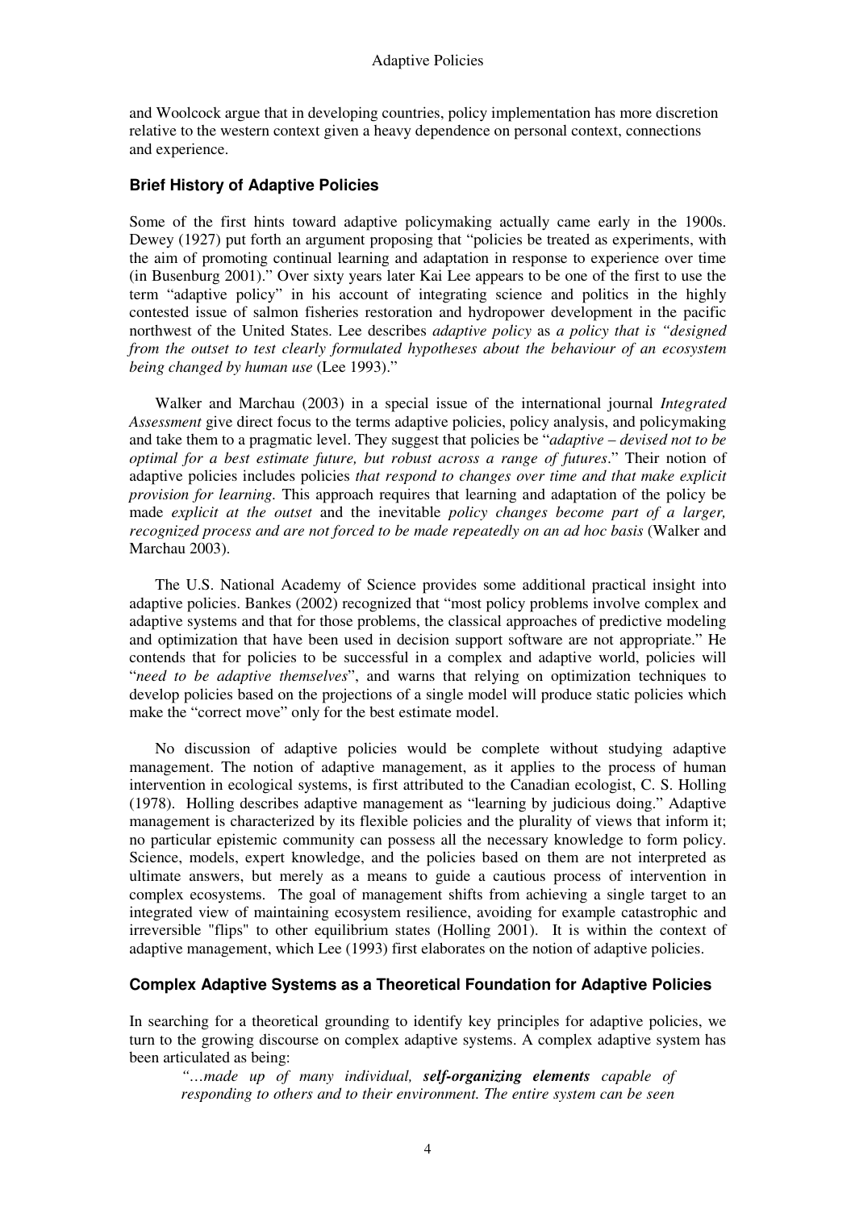and Woolcock argue that in developing countries, policy implementation has more discretion relative to the western context given a heavy dependence on personal context, connections and experience.

### Brief History of Adaptive Policies

Some of the first hints toward adaptive policymaking actually came early in the 1900s. Dewey (1927) put forth an argument proposing that "policies be treated as experiments, with the aim of promoting continual learning and adaptation in response to experience over time (in Busenburg 2001)." Over sixty years later Kai Lee appears to be one of the first to use the term "adaptive policy" in his account of integrating science and politics in the highly contested issue of salmon fisheries restoration and hydropower development in the pacific northwest of the United States. Lee describes *adaptive policy* as *a policy that is "designed from the outset to test clearly formulated hypotheses about the behaviour of an ecosystem being changed by human use* (Lee 1993)."

Walker and Marchau (2003) in a special issue of the international journal *Integrated Assessment* give direct focus to the terms adaptive policies, policy analysis, and policymaking and take them to a pragmatic level. They suggest that policies be "*adaptive – devised not to be optimal for a best estimate future, but robust across a range of futures*." Their notion of adaptive policies includes policies *that respond to changes over time and that make explicit provision for learning*. This approach requires that learning and adaptation of the policy be made *explicit at the outset* and the inevitable *policy changes become part of a larger, recognized process and are not forced to be made repeatedly on an ad hoc basis* (Walker and Marchau 2003).

The U.S. National Academy of Science provides some additional practical insight into adaptive policies. Bankes (2002) recognized that "most policy problems involve complex and adaptive systems and that for those problems, the classical approaches of predictive modeling and optimization that have been used in decision support software are not appropriate." He contends that for policies to be successful in a complex and adaptive world, policies will "*need to be adaptive themselves*", and warns that relying on optimization techniques to develop policies based on the projections of a single model will produce static policies which make the "correct move" only for the best estimate model.

No discussion of adaptive policies would be complete without studying adaptive management. The notion of adaptive management, as it applies to the process of human intervention in ecological systems, is first attributed to the Canadian ecologist, C. S. Holling (1978). Holling describes adaptive management as "learning by judicious doing." Adaptive management is characterized by its flexible policies and the plurality of views that inform it; no particular epistemic community can possess all the necessary knowledge to form policy. Science, models, expert knowledge, and the policies based on them are not interpreted as ultimate answers, but merely as a means to guide a cautious process of intervention in complex ecosystems. The goal of management shifts from achieving a single target to an integrated view of maintaining ecosystem resilience, avoiding for example catastrophic and irreversible "flips" to other equilibrium states (Holling 2001). It is within the context of adaptive management, which Lee (1993) first elaborates on the notion of adaptive policies.

### Complex Adaptive Systems as a Theoretical Foundation for Adaptive Policies

In searching for a theoretical grounding to identify key principles for adaptive policies, we turn to the growing discourse on complex adaptive systems. A complex adaptive system has been articulated as being:

> *"…made up of many individual, **self-organizing elements** capable of responding to others and to their environment. The entire system can be seen*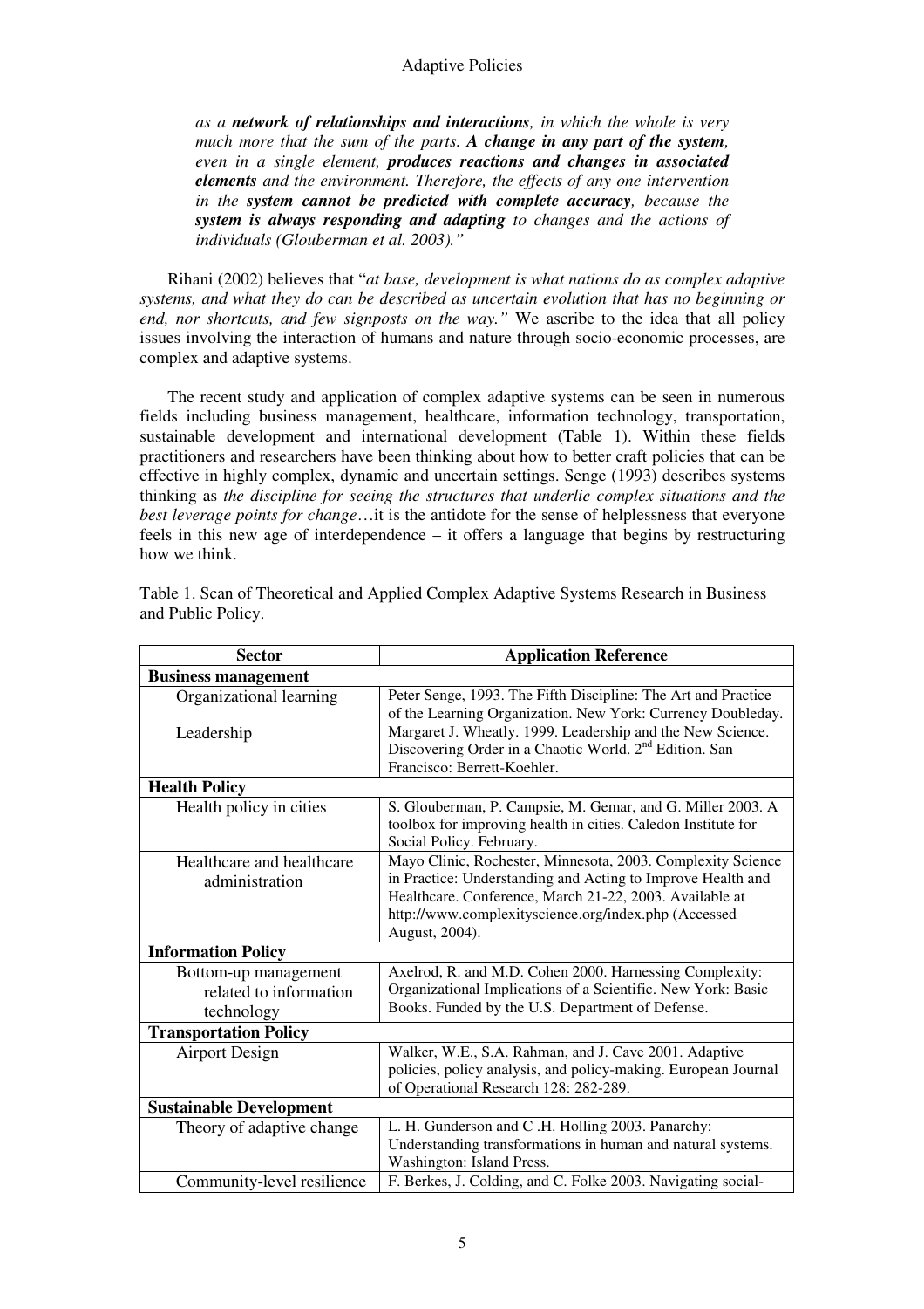*as a **network of relationships and interactions**, in which the whole is very much more that the sum of the parts. **A change in any part of the system**, even in a single element, **produces reactions and changes in associated elements** and the environment. Therefore, the effects of any one intervention in the **system cannot be predicted with complete accuracy**, because the **system is always responding and adapting** to changes and the actions of individuals (Glouberman et al. 2003)."*

Rihani (2002) believes that "*at base, development is what nations do as complex adaptive systems, and what they do can be described as uncertain evolution that has no beginning or end, nor shortcuts, and few signposts on the way."* We ascribe to the idea that all policy issues involving the interaction of humans and nature through socio-economic processes, are complex and adaptive systems.

The recent study and application of complex adaptive systems can be seen in numerous fields including business management, healthcare, information technology, transportation, sustainable development and international development (Table 1). Within these fields practitioners and researchers have been thinking about how to better craft policies that can be effective in highly complex, dynamic and uncertain settings. Senge (1993) describes systems thinking as *the discipline for seeing the structures that underlie complex situations and the best leverage points for change*…it is the antidote for the sense of helplessness that everyone feels in this new age of interdependence – it offers a language that begins by restructuring how we think.

Table 1. Scan of Theoretical and Applied Complex Adaptive Systems Research in Business and Public Policy.

| Sector | Application Reference |
|---|---|
| **Business management** | |
| Organizational learning | Peter Senge, 1993. The Fifth Discipline: The Art and Practice of the Learning Organization. New York: Currency Doubleday. |
| Leadership | Margaret J. Wheatly. 1999. Leadership and the New Science. Discovering Order in a Chaotic World. 2nd Edition. San Francisco: Berrett-Koehler. |
| **Health Policy** | |
| Health policy in cities | S. Glouberman, P. Campsie, M. Gemar, and G. Miller 2003. A toolbox for improving health in cities. Caledon Institute for Social Policy. February. |
| Healthcare and healthcare administration | Mayo Clinic, Rochester, Minnesota, 2003. Complexity Science in Practice: Understanding and Acting to Improve Health and Healthcare. Conference, March 21-22, 2003. Available at http://www.complexityscience.org/index.php (Accessed August, 2004). |
| **Information Policy** | |
| Bottom-up management related to information technology | Axelrod, R. and M.D. Cohen 2000. Harnessing Complexity: Organizational Implications of a Scientific. New York: Basic Books. Funded by the U.S. Department of Defense. |
| **Transportation Policy** | |
| Airport Design | Walker, W.E., S.A. Rahman, and J. Cave 2001. Adaptive policies, policy analysis, and policy-making. European Journal of Operational Research 128: 282-289. |
| **Sustainable Development** | |
| Theory of adaptive change | L. H. Gunderson and C .H. Holling 2003. Panarchy: Understanding transformations in human and natural systems. Washington: Island Press. |
| Community-level resilience | F. Berkes, J. Colding, and C. Folke 2003. Navigating social- |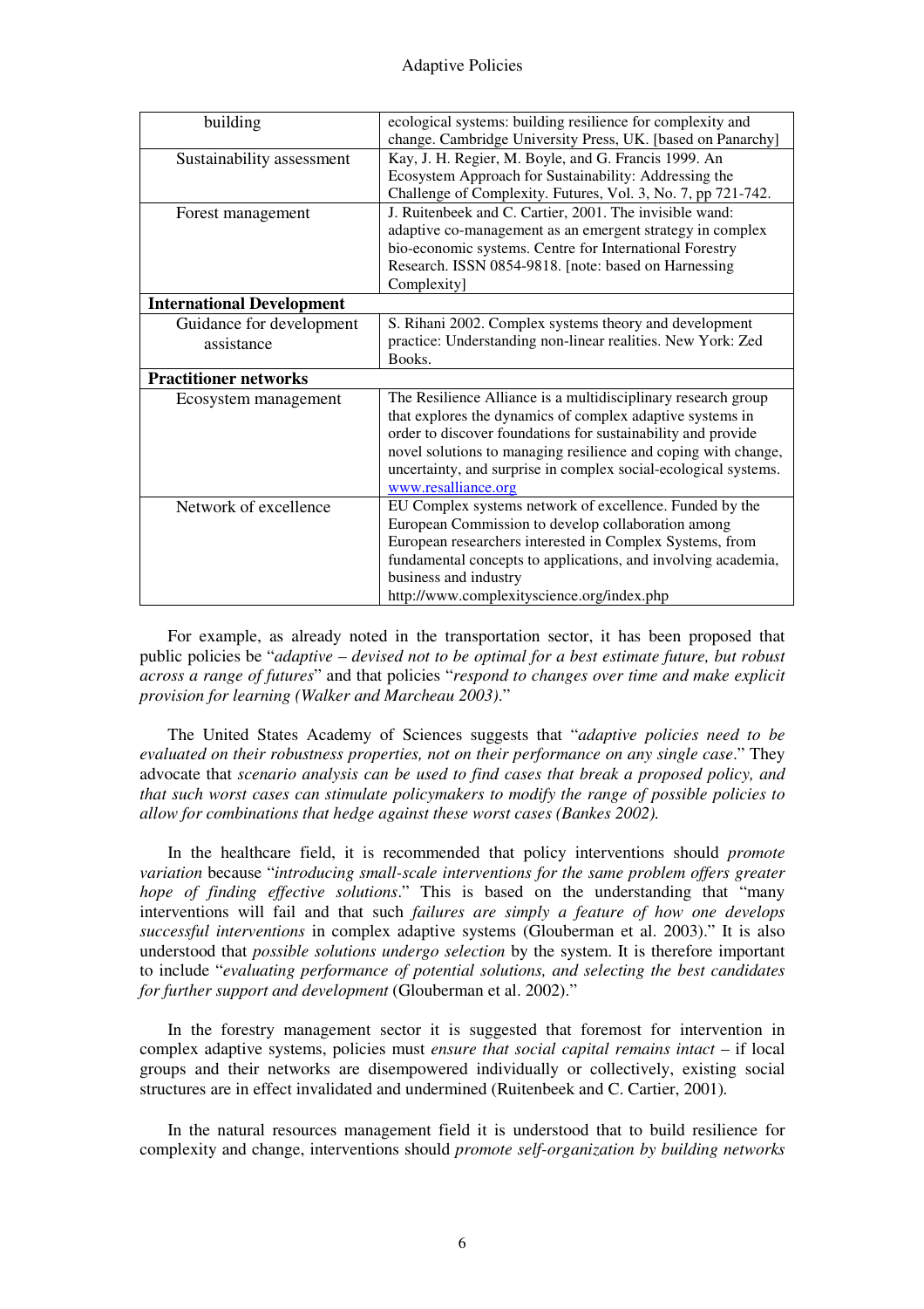| | |
|---|---|
| building | ecological systems: building resilience for complexity and change. Cambridge University Press, UK. [based on Panarchy] |
| Sustainability assessment | Kay, J. H. Regier, M. Boyle, and G. Francis 1999. An Ecosystem Approach for Sustainability: Addressing the Challenge of Complexity. Futures, Vol. 3, No. 7, pp 721-742. |
| Forest management | J. Ruitenbeek and C. Cartier, 2001. The invisible wand: adaptive co-management as an emergent strategy in complex bio-economic systems. Centre for International Forestry Research. ISSN 0854-9818. [note: based on Harnessing Complexity] |
| **International Development** | |
| Guidance for development assistance | S. Rihani 2002. Complex systems theory and development practice: Understanding non-linear realities. New York: Zed Books. |
| **Practitioner networks** | |
| Ecosystem management | The Resilience Alliance is a multidisciplinary research group that explores the dynamics of complex adaptive systems in order to discover foundations for sustainability and provide novel solutions to managing resilience and coping with change, uncertainty, and surprise in complex social-ecological systems. www.resalliance.org |
| Network of excellence | EU Complex systems network of excellence. Funded by the European Commission to develop collaboration among European researchers interested in Complex Systems, from fundamental concepts to applications, and involving academia, business and industry http://www.complexityscience.org/index.php |

For example, as already noted in the transportation sector, it has been proposed that public policies be "*adaptive – devised not to be optimal for a best estimate future, but robust across a range of futures*" and that policies "*respond to changes over time and make explicit provision for learning (Walker and Marcheau 2003)*."

The United States Academy of Sciences suggests that "*adaptive policies need to be evaluated on their robustness properties, not on their performance on any single case*." They advocate that *scenario analysis can be used to find cases that break a proposed policy, and that such worst cases can stimulate policymakers to modify the range of possible policies to allow for combinations that hedge against these worst cases (Bankes 2002).*

In the healthcare field, it is recommended that policy interventions should *promote variation* because "*introducing small-scale interventions for the same problem offers greater hope of finding effective solutions*." This is based on the understanding that "many interventions will fail and that such *failures are simply a feature of how one develops successful interventions* in complex adaptive systems (Glouberman et al. 2003)." It is also understood that *possible solutions undergo selection* by the system. It is therefore important to include "*evaluating performance of potential solutions, and selecting the best candidates for further support and development* (Glouberman et al. 2002)."

In the forestry management sector it is suggested that foremost for intervention in complex adaptive systems, policies must *ensure that social capital remains intact* – if local groups and their networks are disempowered individually or collectively, existing social structures are in effect invalidated and undermined (Ruitenbeek and C. Cartier, 2001).

In the natural resources management field it is understood that to build resilience for complexity and change, interventions should *promote self-organization by building networks*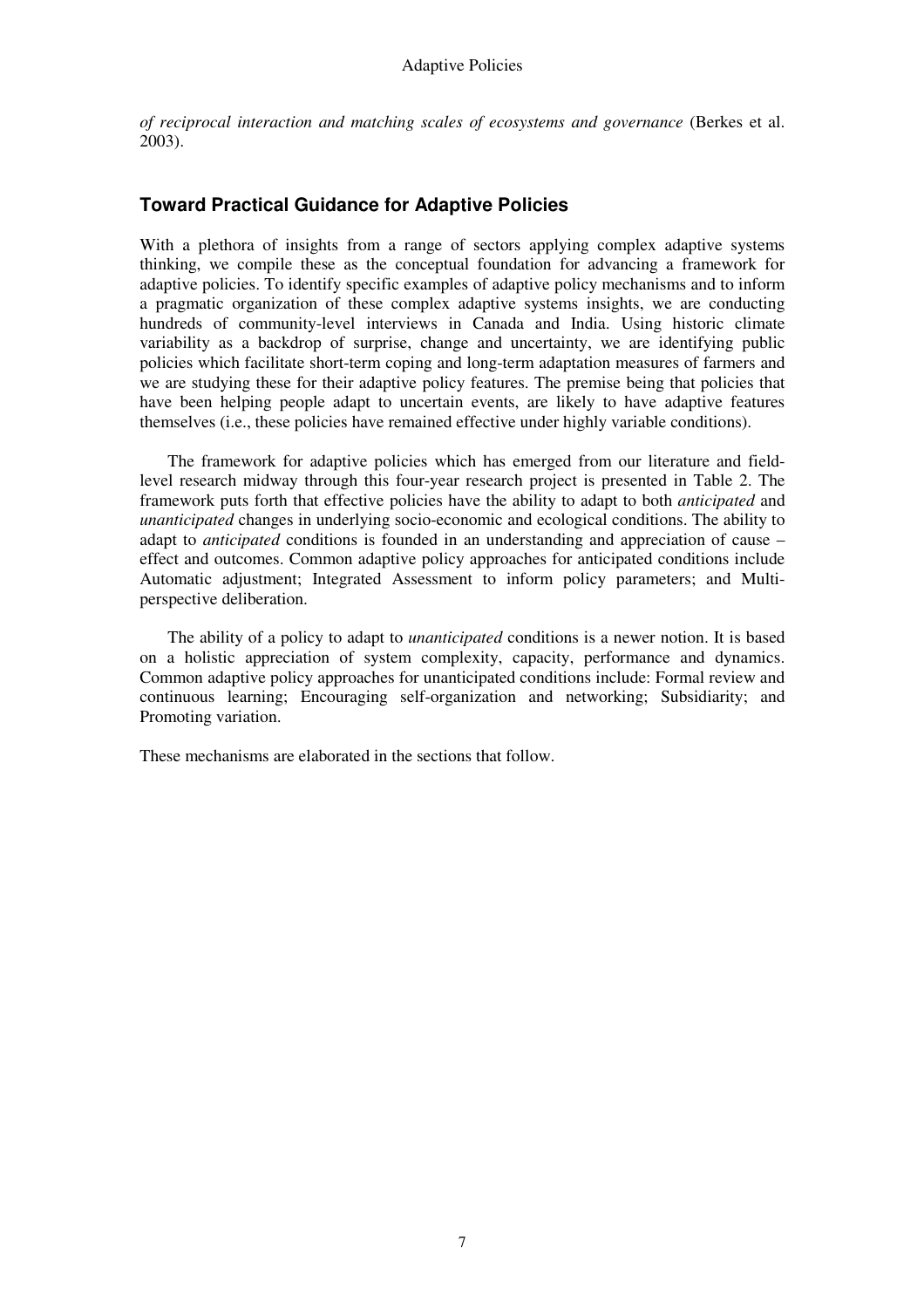*of reciprocal interaction and matching scales of ecosystems and governance* (Berkes et al. 2003).

## Toward Practical Guidance for Adaptive Policies

With a plethora of insights from a range of sectors applying complex adaptive systems thinking, we compile these as the conceptual foundation for advancing a framework for adaptive policies. To identify specific examples of adaptive policy mechanisms and to inform a pragmatic organization of these complex adaptive systems insights, we are conducting hundreds of community-level interviews in Canada and India. Using historic climate variability as a backdrop of surprise, change and uncertainty, we are identifying public policies which facilitate short-term coping and long-term adaptation measures of farmers and we are studying these for their adaptive policy features. The premise being that policies that have been helping people adapt to uncertain events, are likely to have adaptive features themselves (i.e., these policies have remained effective under highly variable conditions).

The framework for adaptive policies which has emerged from our literature and field-level research midway through this four-year research project is presented in Table 2. The framework puts forth that effective policies have the ability to adapt to both *anticipated* and *unanticipated* changes in underlying socio-economic and ecological conditions. The ability to adapt to *anticipated* conditions is founded in an understanding and appreciation of cause – effect and outcomes. Common adaptive policy approaches for anticipated conditions include Automatic adjustment; Integrated Assessment to inform policy parameters; and Multi-perspective deliberation.

The ability of a policy to adapt to *unanticipated* conditions is a newer notion. It is based on a holistic appreciation of system complexity, capacity, performance and dynamics. Common adaptive policy approaches for unanticipated conditions include: Formal review and continuous learning; Encouraging self-organization and networking; Subsidiarity; and Promoting variation.

These mechanisms are elaborated in the sections that follow.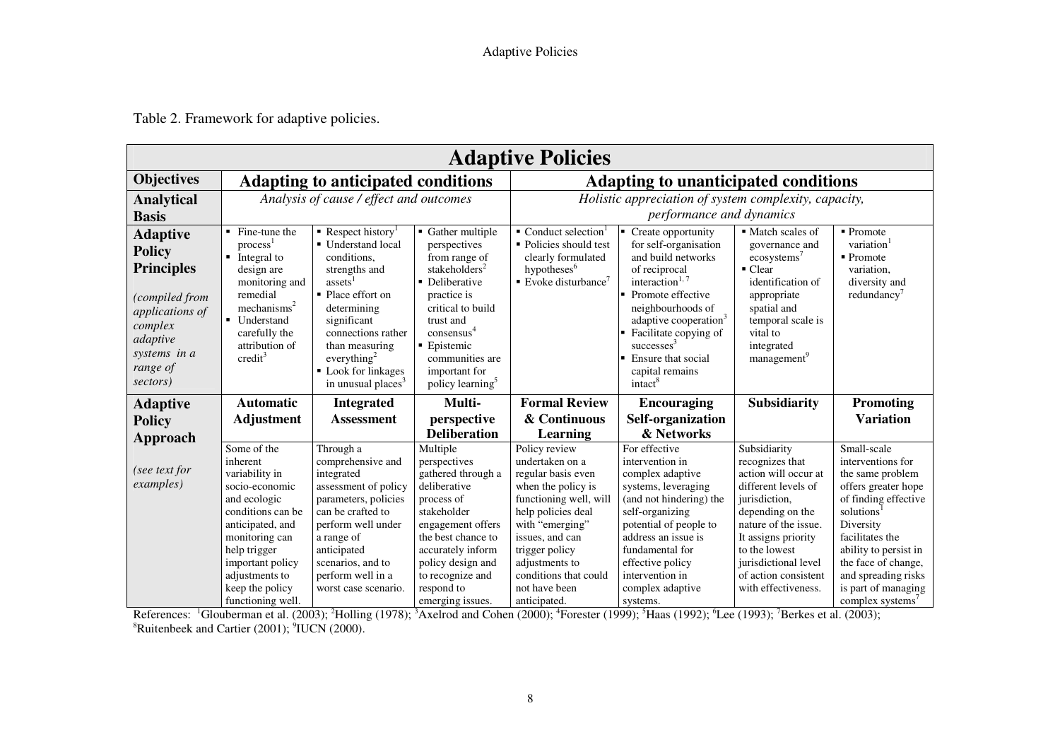Table 2. Framework for adaptive policies.

| Adaptive Policies | | | | | | | |
|---|---|---|---|---|---|---|---|
| **Objectives** | **Adapting to anticipated conditions** | | | **Adapting to unanticipated conditions** | | | |
| **Analytical Basis** | *Analysis of cause / effect and outcomes* | | | *Holistic appreciation of system complexity, capacity, performance and dynamics* | | | |
| **Adaptive Policy Principles** *(compiled from applications of complex adaptive systems in a range of sectors)* | ▪ Fine-tune the process[1] ▪ Integral to design are monitoring and remedial mechanisms[2] ▪ Understand carefully the attribution of credit[3] | ▪ Respect history[1] ▪ Understand local conditions, strengths and assets[1] ▪ Place effort on determining significant connections rather than measuring everything[2] ▪ Look for linkages in unusual places[3] | ▪ Gather multiple perspectives from range of stakeholders[2] ▪ Deliberative practice is critical to build trust and consensus[4] ▪ Epistemic communities are important for policy learning[5] | ▪ Conduct selection[1] ▪ Policies should test clearly formulated hypotheses[6] ▪ Evoke disturbance[7] | ▪ Create opportunity for self-organisation and build networks of reciprocal interaction[1, 7] ▪ Promote effective neighbourhoods of adaptive cooperation[3] ▪ Facilitate copying of successes[3] ▪ Ensure that social capital remains intact[8] | ▪ Match scales of governance and ecosystems[7] ▪ Clear identification of appropriate spatial and temporal scale is vital to integrated management[9] | ▪ Promote variation[1] ▪ Promote variation, diversity and redundancy[7] |
| **Adaptive Policy Approach** *(see text for examples)* | **Automatic Adjustment** | **Integrated Assessment** | **Multi-perspective Deliberation** | **Formal Review & Continuous Learning** | **Encouraging Self-organization & Networks** | **Subsidiarity** | **Promoting Variation** |
| | Some of the inherent variability in socio-economic and ecologic conditions can be anticipated, and monitoring can help trigger important policy adjustments to keep the policy functioning well. | Through a comprehensive and integrated assessment of policy parameters, policies can be crafted to perform well under a range of anticipated scenarios, and to perform well in a worst case scenario. | Multiple perspectives gathered through a deliberative process of stakeholder engagement offers the best chance to accurately inform policy design and to recognize and respond to emerging issues. | Policy review undertaken on a regular basis even when the policy is functioning well, will help policies deal with "emerging" issues, and can trigger policy adjustments to conditions that could not have been anticipated. | For effective intervention in complex adaptive systems, leveraging (and not hindering) the self-organizing potential of people to address an issue is fundamental for effective policy intervention in complex adaptive systems. | Subsidiarity recognizes that action will occur at different levels of jurisdiction, depending on the nature of the issue. It assigns priority to the lowest jurisdictional level of action consistent with effectiveness. | Small-scale interventions for the same problem offers greater hope of finding effective solutions[1] Diversity facilitates the ability to persist in the face of change, and spreading risks is part of managing complex systems[7] |

References: [1]Glouberman et al. (2003); [2]Holling (1978); [3]Axelrod and Cohen (2000); [4]Forester (1999); [5]Haas (1992); [6]Lee (1993); [7]Berkes et al. (2003); [8]Ruitenbeek and Cartier (2001); [9]IUCN (2000).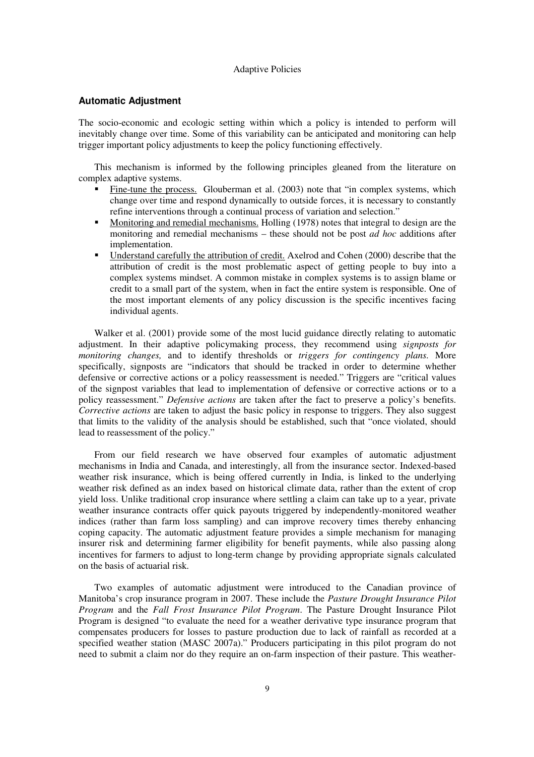## Automatic Adjustment

The socio-economic and ecologic setting within which a policy is intended to perform will inevitably change over time. Some of this variability can be anticipated and monitoring can help trigger important policy adjustments to keep the policy functioning effectively.

This mechanism is informed by the following principles gleaned from the literature on complex adaptive systems.

- Fine-tune the process. Glouberman et al. (2003) note that "in complex systems, which change over time and respond dynamically to outside forces, it is necessary to constantly refine interventions through a continual process of variation and selection."
- Monitoring and remedial mechanisms. Holling (1978) notes that integral to design are the monitoring and remedial mechanisms – these should not be post *ad hoc* additions after implementation.
- Understand carefully the attribution of credit. Axelrod and Cohen (2000) describe that the attribution of credit is the most problematic aspect of getting people to buy into a complex systems mindset. A common mistake in complex systems is to assign blame or credit to a small part of the system, when in fact the entire system is responsible. One of the most important elements of any policy discussion is the specific incentives facing individual agents.

Walker et al. (2001) provide some of the most lucid guidance directly relating to automatic adjustment. In their adaptive policymaking process, they recommend using *signposts for monitoring changes,* and to identify thresholds or *triggers for contingency plans.* More specifically, signposts are "indicators that should be tracked in order to determine whether defensive or corrective actions or a policy reassessment is needed." Triggers are "critical values of the signpost variables that lead to implementation of defensive or corrective actions or to a policy reassessment." *Defensive actions* are taken after the fact to preserve a policy's benefits. *Corrective actions* are taken to adjust the basic policy in response to triggers. They also suggest that limits to the validity of the analysis should be established, such that "once violated, should lead to reassessment of the policy."

From our field research we have observed four examples of automatic adjustment mechanisms in India and Canada, and interestingly, all from the insurance sector. Indexed-based weather risk insurance, which is being offered currently in India, is linked to the underlying weather risk defined as an index based on historical climate data, rather than the extent of crop yield loss. Unlike traditional crop insurance where settling a claim can take up to a year, private weather insurance contracts offer quick payouts triggered by independently-monitored weather indices (rather than farm loss sampling) and can improve recovery times thereby enhancing coping capacity. The automatic adjustment feature provides a simple mechanism for managing insurer risk and determining farmer eligibility for benefit payments, while also passing along incentives for farmers to adjust to long-term change by providing appropriate signals calculated on the basis of actuarial risk.

Two examples of automatic adjustment were introduced to the Canadian province of Manitoba's crop insurance program in 2007. These include the *Pasture Drought Insurance Pilot Program* and the *Fall Frost Insurance Pilot Program*. The Pasture Drought Insurance Pilot Program is designed "to evaluate the need for a weather derivative type insurance program that compensates producers for losses to pasture production due to lack of rainfall as recorded at a specified weather station (MASC 2007a)." Producers participating in this pilot program do not need to submit a claim nor do they require an on-farm inspection of their pasture. This weather-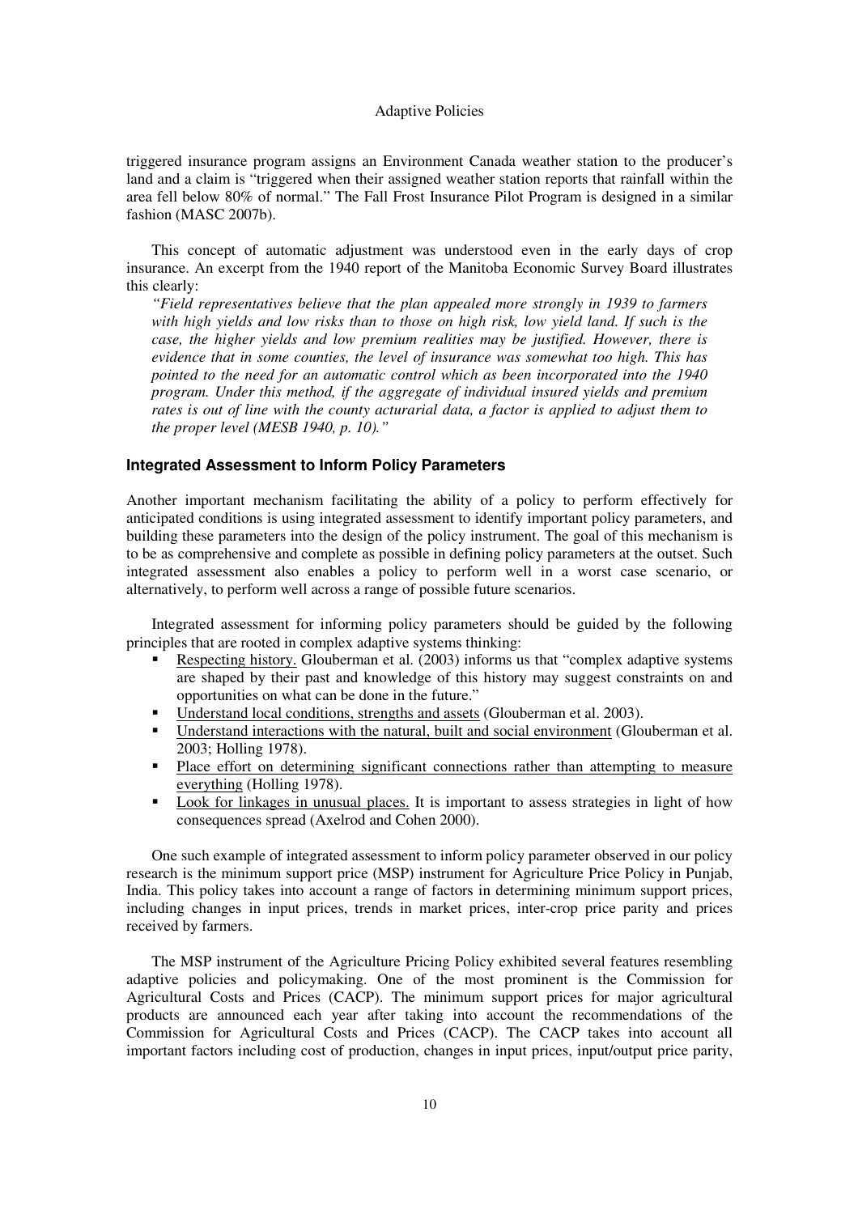triggered insurance program assigns an Environment Canada weather station to the producer's land and a claim is "triggered when their assigned weather station reports that rainfall within the area fell below 80% of normal." The Fall Frost Insurance Pilot Program is designed in a similar fashion (MASC 2007b).

This concept of automatic adjustment was understood even in the early days of crop insurance. An excerpt from the 1940 report of the Manitoba Economic Survey Board illustrates this clearly:

> *"Field representatives believe that the plan appealed more strongly in 1939 to farmers with high yields and low risks than to those on high risk, low yield land. If such is the case, the higher yields and low premium realities may be justified. However, there is evidence that in some counties, the level of insurance was somewhat too high. This has pointed to the need for an automatic control which as been incorporated into the 1940 program. Under this method, if the aggregate of individual insured yields and premium rates is out of line with the county acturarial data, a factor is applied to adjust them to the proper level (MESB 1940, p. 10)."*

### Integrated Assessment to Inform Policy Parameters

Another important mechanism facilitating the ability of a policy to perform effectively for anticipated conditions is using integrated assessment to identify important policy parameters, and building these parameters into the design of the policy instrument. The goal of this mechanism is to be as comprehensive and complete as possible in defining policy parameters at the outset. Such integrated assessment also enables a policy to perform well in a worst case scenario, or alternatively, to perform well across a range of possible future scenarios.

Integrated assessment for informing policy parameters should be guided by the following principles that are rooted in complex adaptive systems thinking:

- <u>Respecting history.</u> Glouberman et al. (2003) informs us that "complex adaptive systems are shaped by their past and knowledge of this history may suggest constraints on and opportunities on what can be done in the future."
- <u>Understand local conditions, strengths and assets</u> (Glouberman et al. 2003).
- <u>Understand interactions with the natural, built and social environment</u> (Glouberman et al. 2003; Holling 1978).
- <u>Place effort on determining significant connections rather than attempting to measure everything</u> (Holling 1978).
- <u>Look for linkages in unusual places.</u> It is important to assess strategies in light of how consequences spread (Axelrod and Cohen 2000).

One such example of integrated assessment to inform policy parameter observed in our policy research is the minimum support price (MSP) instrument for Agriculture Price Policy in Punjab, India. This policy takes into account a range of factors in determining minimum support prices, including changes in input prices, trends in market prices, inter-crop price parity and prices received by farmers.

The MSP instrument of the Agriculture Pricing Policy exhibited several features resembling adaptive policies and policymaking. One of the most prominent is the Commission for Agricultural Costs and Prices (CACP). The minimum support prices for major agricultural products are announced each year after taking into account the recommendations of the Commission for Agricultural Costs and Prices (CACP). The CACP takes into account all important factors including cost of production, changes in input prices, input/output price parity,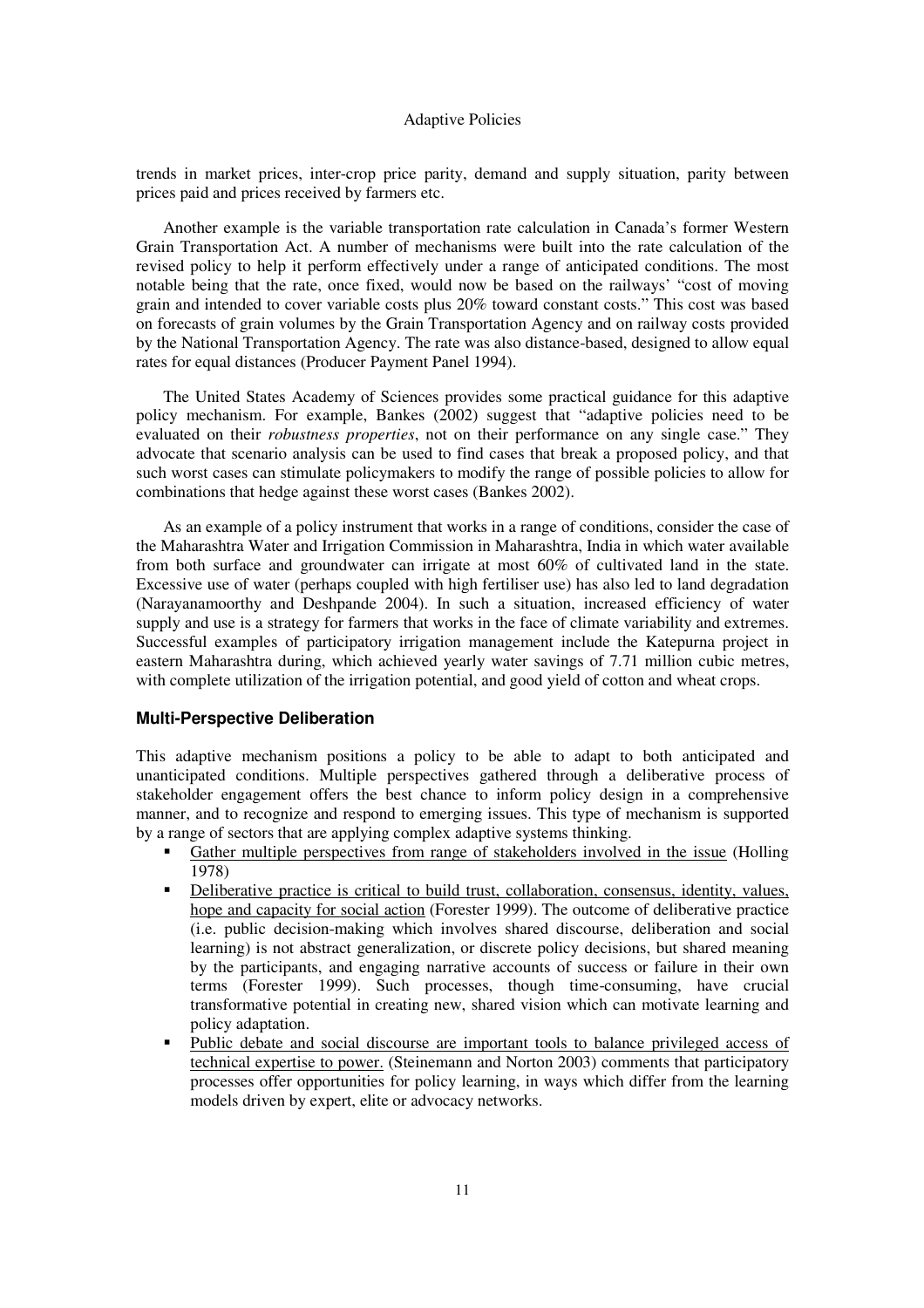trends in market prices, inter-crop price parity, demand and supply situation, parity between prices paid and prices received by farmers etc.

Another example is the variable transportation rate calculation in Canada's former Western Grain Transportation Act. A number of mechanisms were built into the rate calculation of the revised policy to help it perform effectively under a range of anticipated conditions. The most notable being that the rate, once fixed, would now be based on the railways' "cost of moving grain and intended to cover variable costs plus 20% toward constant costs." This cost was based on forecasts of grain volumes by the Grain Transportation Agency and on railway costs provided by the National Transportation Agency. The rate was also distance-based, designed to allow equal rates for equal distances (Producer Payment Panel 1994).

The United States Academy of Sciences provides some practical guidance for this adaptive policy mechanism. For example, Bankes (2002) suggest that "adaptive policies need to be evaluated on their *robustness properties*, not on their performance on any single case." They advocate that scenario analysis can be used to find cases that break a proposed policy, and that such worst cases can stimulate policymakers to modify the range of possible policies to allow for combinations that hedge against these worst cases (Bankes 2002).

As an example of a policy instrument that works in a range of conditions, consider the case of the Maharashtra Water and Irrigation Commission in Maharashtra, India in which water available from both surface and groundwater can irrigate at most 60% of cultivated land in the state. Excessive use of water (perhaps coupled with high fertiliser use) has also led to land degradation (Narayanamoorthy and Deshpande 2004). In such a situation, increased efficiency of water supply and use is a strategy for farmers that works in the face of climate variability and extremes. Successful examples of participatory irrigation management include the Katepurna project in eastern Maharashtra during, which achieved yearly water savings of 7.71 million cubic metres, with complete utilization of the irrigation potential, and good yield of cotton and wheat crops.

### Multi-Perspective Deliberation

This adaptive mechanism positions a policy to be able to adapt to both anticipated and unanticipated conditions. Multiple perspectives gathered through a deliberative process of stakeholder engagement offers the best chance to inform policy design in a comprehensive manner, and to recognize and respond to emerging issues. This type of mechanism is supported by a range of sectors that are applying complex adaptive systems thinking.

- <u>Gather multiple perspectives from range of stakeholders involved in the issue</u> (Holling 1978)
- <u>Deliberative practice is critical to build trust, collaboration, consensus, identity, values, hope and capacity for social action</u> (Forester 1999). The outcome of deliberative practice (i.e. public decision-making which involves shared discourse, deliberation and social learning) is not abstract generalization, or discrete policy decisions, but shared meaning by the participants, and engaging narrative accounts of success or failure in their own terms (Forester 1999). Such processes, though time-consuming, have crucial transformative potential in creating new, shared vision which can motivate learning and policy adaptation.
- <u>Public debate and social discourse are important tools to balance privileged access of technical expertise to power.</u> (Steinemann and Norton 2003) comments that participatory processes offer opportunities for policy learning, in ways which differ from the learning models driven by expert, elite or advocacy networks.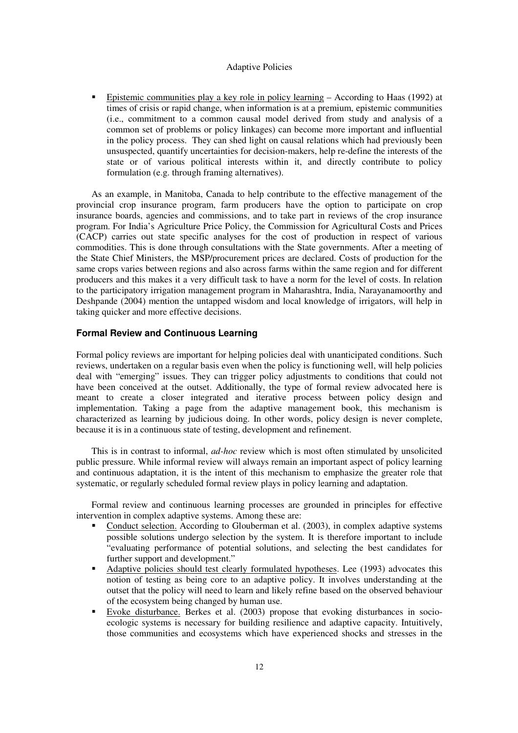- Epistemic communities play a key role in policy learning – According to Haas (1992) at times of crisis or rapid change, when information is at a premium, epistemic communities (i.e., commitment to a common causal model derived from study and analysis of a common set of problems or policy linkages) can become more important and influential in the policy process. They can shed light on causal relations which had previously been unsuspected, quantify uncertainties for decision-makers, help re-define the interests of the state or of various political interests within it, and directly contribute to policy formulation (e.g. through framing alternatives).

As an example, in Manitoba, Canada to help contribute to the effective management of the provincial crop insurance program, farm producers have the option to participate on crop insurance boards, agencies and commissions, and to take part in reviews of the crop insurance program. For India's Agriculture Price Policy, the Commission for Agricultural Costs and Prices (CACP) carries out state specific analyses for the cost of production in respect of various commodities. This is done through consultations with the State governments. After a meeting of the State Chief Ministers, the MSP/procurement prices are declared. Costs of production for the same crops varies between regions and also across farms within the same region and for different producers and this makes it a very difficult task to have a norm for the level of costs. In relation to the participatory irrigation management program in Maharashtra, India, Narayanamoorthy and Deshpande (2004) mention the untapped wisdom and local knowledge of irrigators, will help in taking quicker and more effective decisions.

### Formal Review and Continuous Learning

Formal policy reviews are important for helping policies deal with unanticipated conditions. Such reviews, undertaken on a regular basis even when the policy is functioning well, will help policies deal with "emerging" issues. They can trigger policy adjustments to conditions that could not have been conceived at the outset. Additionally, the type of formal review advocated here is meant to create a closer integrated and iterative process between policy design and implementation. Taking a page from the adaptive management book, this mechanism is characterized as learning by judicious doing. In other words, policy design is never complete, because it is in a continuous state of testing, development and refinement.

This is in contrast to informal, *ad-hoc* review which is most often stimulated by unsolicited public pressure. While informal review will always remain an important aspect of policy learning and continuous adaptation, it is the intent of this mechanism to emphasize the greater role that systematic, or regularly scheduled formal review plays in policy learning and adaptation.

Formal review and continuous learning processes are grounded in principles for effective intervention in complex adaptive systems. Among these are:

- Conduct selection. According to Glouberman et al. (2003), in complex adaptive systems possible solutions undergo selection by the system. It is therefore important to include "evaluating performance of potential solutions, and selecting the best candidates for further support and development."
- Adaptive policies should test clearly formulated hypotheses. Lee (1993) advocates this notion of testing as being core to an adaptive policy. It involves understanding at the outset that the policy will need to learn and likely refine based on the observed behaviour of the ecosystem being changed by human use.
- Evoke disturbance. Berkes et al. (2003) propose that evoking disturbances in socio-ecologic systems is necessary for building resilience and adaptive capacity. Intuitively, those communities and ecosystems which have experienced shocks and stresses in the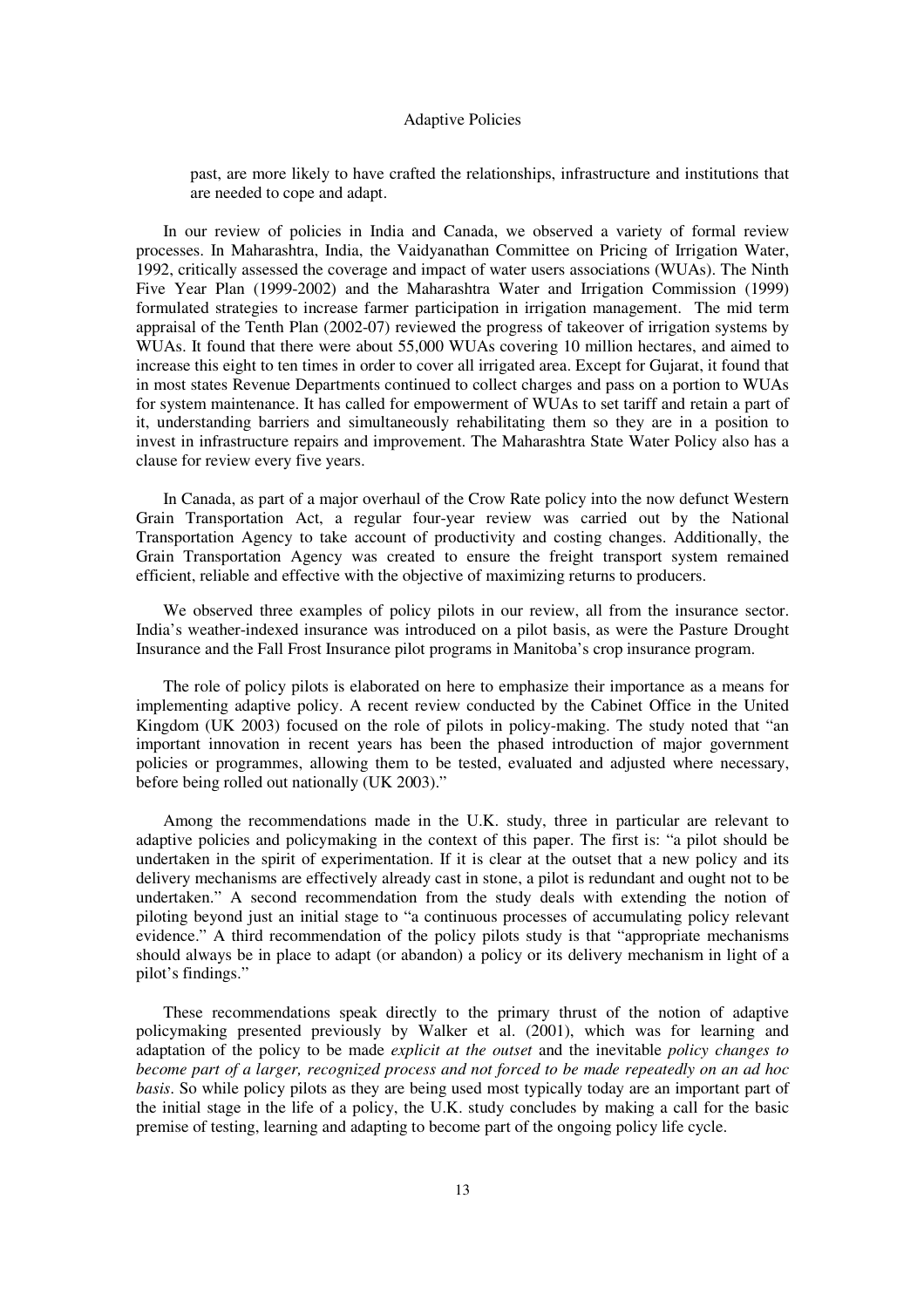past, are more likely to have crafted the relationships, infrastructure and institutions that are needed to cope and adapt.

In our review of policies in India and Canada, we observed a variety of formal review processes. In Maharashtra, India, the Vaidyanathan Committee on Pricing of Irrigation Water, 1992, critically assessed the coverage and impact of water users associations (WUAs). The Ninth Five Year Plan (1999-2002) and the Maharashtra Water and Irrigation Commission (1999) formulated strategies to increase farmer participation in irrigation management. The mid term appraisal of the Tenth Plan (2002-07) reviewed the progress of takeover of irrigation systems by WUAs. It found that there were about 55,000 WUAs covering 10 million hectares, and aimed to increase this eight to ten times in order to cover all irrigated area. Except for Gujarat, it found that in most states Revenue Departments continued to collect charges and pass on a portion to WUAs for system maintenance. It has called for empowerment of WUAs to set tariff and retain a part of it, understanding barriers and simultaneously rehabilitating them so they are in a position to invest in infrastructure repairs and improvement. The Maharashtra State Water Policy also has a clause for review every five years.

In Canada, as part of a major overhaul of the Crow Rate policy into the now defunct Western Grain Transportation Act, a regular four-year review was carried out by the National Transportation Agency to take account of productivity and costing changes. Additionally, the Grain Transportation Agency was created to ensure the freight transport system remained efficient, reliable and effective with the objective of maximizing returns to producers.

We observed three examples of policy pilots in our review, all from the insurance sector. India's weather-indexed insurance was introduced on a pilot basis, as were the Pasture Drought Insurance and the Fall Frost Insurance pilot programs in Manitoba's crop insurance program.

The role of policy pilots is elaborated on here to emphasize their importance as a means for implementing adaptive policy. A recent review conducted by the Cabinet Office in the United Kingdom (UK 2003) focused on the role of pilots in policy-making. The study noted that "an important innovation in recent years has been the phased introduction of major government policies or programmes, allowing them to be tested, evaluated and adjusted where necessary, before being rolled out nationally (UK 2003)."

Among the recommendations made in the U.K. study, three in particular are relevant to adaptive policies and policymaking in the context of this paper. The first is: "a pilot should be undertaken in the spirit of experimentation. If it is clear at the outset that a new policy and its delivery mechanisms are effectively already cast in stone, a pilot is redundant and ought not to be undertaken." A second recommendation from the study deals with extending the notion of piloting beyond just an initial stage to "a continuous processes of accumulating policy relevant evidence." A third recommendation of the policy pilots study is that "appropriate mechanisms should always be in place to adapt (or abandon) a policy or its delivery mechanism in light of a pilot's findings."

These recommendations speak directly to the primary thrust of the notion of adaptive policymaking presented previously by Walker et al. (2001), which was for learning and adaptation of the policy to be made *explicit at the outset* and the inevitable *policy changes to become part of a larger, recognized process and not forced to be made repeatedly on an ad hoc basis*. So while policy pilots as they are being used most typically today are an important part of the initial stage in the life of a policy, the U.K. study concludes by making a call for the basic premise of testing, learning and adapting to become part of the ongoing policy life cycle.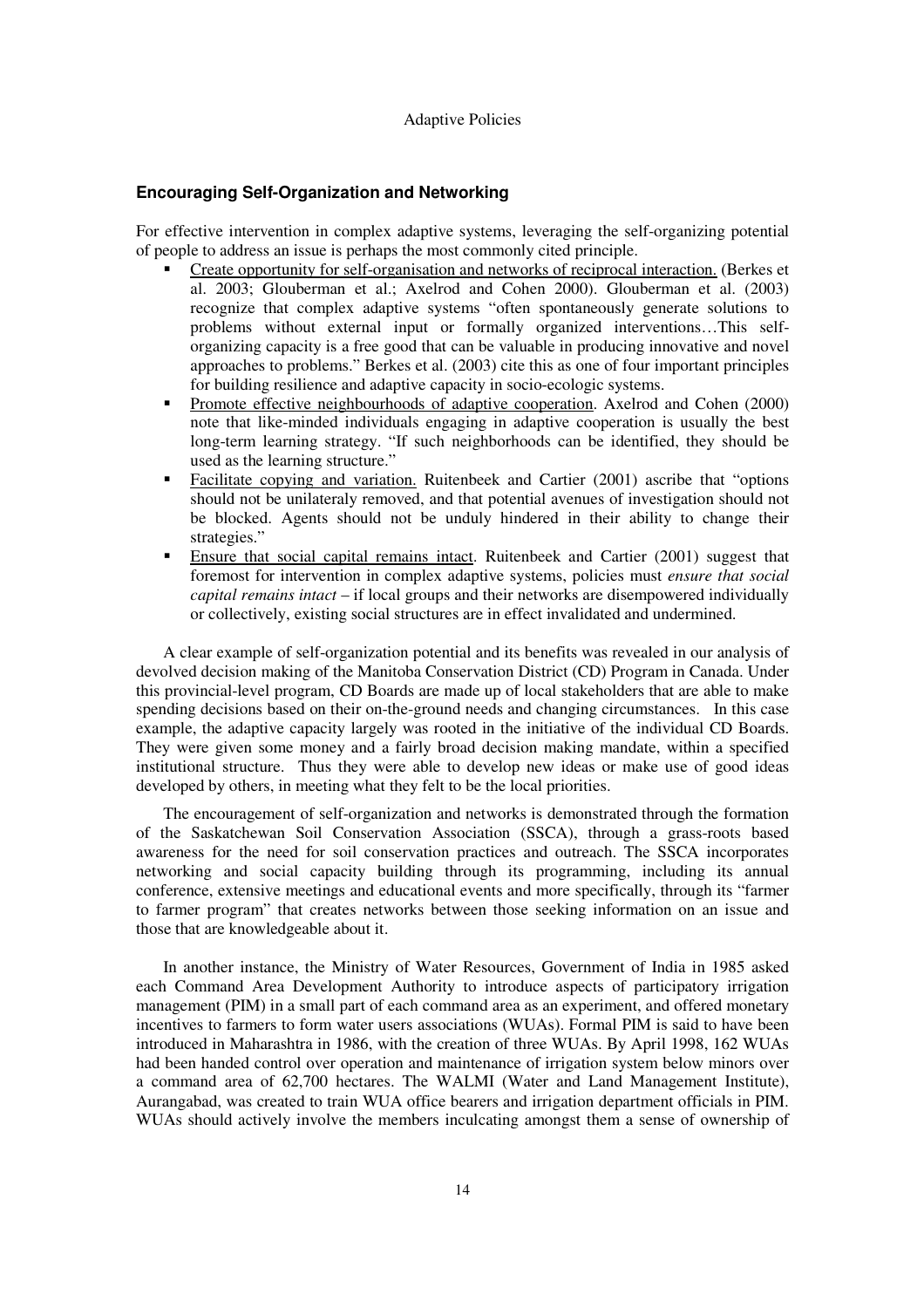## Encouraging Self-Organization and Networking

For effective intervention in complex adaptive systems, leveraging the self-organizing potential of people to address an issue is perhaps the most commonly cited principle.

- <u>Create opportunity for self-organisation and networks of reciprocal interaction.</u> (Berkes et al. 2003; Glouberman et al.; Axelrod and Cohen 2000). Glouberman et al. (2003) recognize that complex adaptive systems "often spontaneously generate solutions to problems without external input or formally organized interventions…This self-organizing capacity is a free good that can be valuable in producing innovative and novel approaches to problems." Berkes et al. (2003) cite this as one of four important principles for building resilience and adaptive capacity in socio-ecologic systems.
- <u>Promote effective neighbourhoods of adaptive cooperation</u>. Axelrod and Cohen (2000) note that like-minded individuals engaging in adaptive cooperation is usually the best long-term learning strategy. "If such neighborhoods can be identified, they should be used as the learning structure."
- <u>Facilitate copying and variation.</u> Ruitenbeek and Cartier (2001) ascribe that "options should not be unilateraly removed, and that potential avenues of investigation should not be blocked. Agents should not be unduly hindered in their ability to change their strategies."
- <u>Ensure that social capital remains intact</u>. Ruitenbeek and Cartier (2001) suggest that foremost for intervention in complex adaptive systems, policies must *ensure that social capital remains intact* – if local groups and their networks are disempowered individually or collectively, existing social structures are in effect invalidated and undermined.

A clear example of self-organization potential and its benefits was revealed in our analysis of devolved decision making of the Manitoba Conservation District (CD) Program in Canada. Under this provincial-level program, CD Boards are made up of local stakeholders that are able to make spending decisions based on their on-the-ground needs and changing circumstances. In this case example, the adaptive capacity largely was rooted in the initiative of the individual CD Boards. They were given some money and a fairly broad decision making mandate, within a specified institutional structure. Thus they were able to develop new ideas or make use of good ideas developed by others, in meeting what they felt to be the local priorities.

The encouragement of self-organization and networks is demonstrated through the formation of the Saskatchewan Soil Conservation Association (SSCA), through a grass-roots based awareness for the need for soil conservation practices and outreach. The SSCA incorporates networking and social capacity building through its programming, including its annual conference, extensive meetings and educational events and more specifically, through its "farmer to farmer program" that creates networks between those seeking information on an issue and those that are knowledgeable about it.

In another instance, the Ministry of Water Resources, Government of India in 1985 asked each Command Area Development Authority to introduce aspects of participatory irrigation management (PIM) in a small part of each command area as an experiment, and offered monetary incentives to farmers to form water users associations (WUAs). Formal PIM is said to have been introduced in Maharashtra in 1986, with the creation of three WUAs. By April 1998, 162 WUAs had been handed control over operation and maintenance of irrigation system below minors over a command area of 62,700 hectares. The WALMI (Water and Land Management Institute), Aurangabad, was created to train WUA office bearers and irrigation department officials in PIM. WUAs should actively involve the members inculcating amongst them a sense of ownership of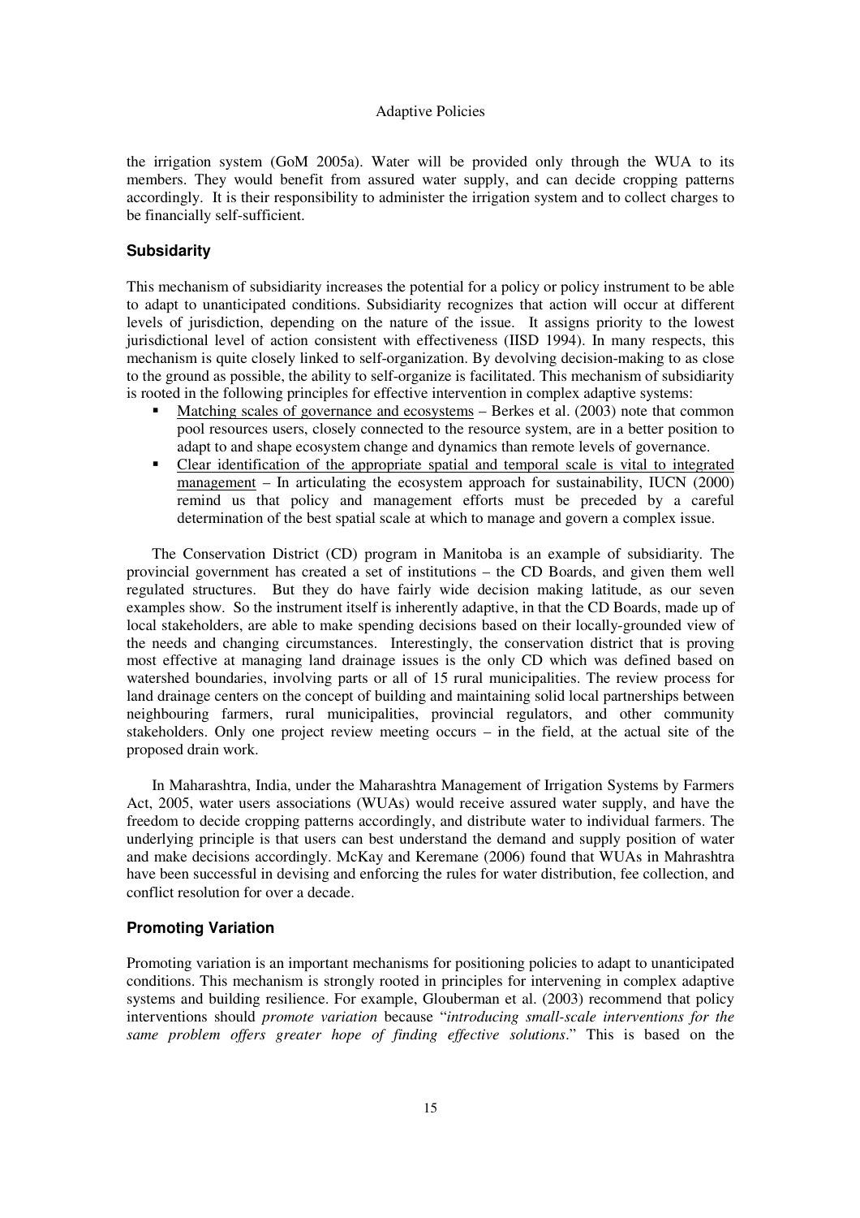the irrigation system (GoM 2005a). Water will be provided only through the WUA to its members. They would benefit from assured water supply, and can decide cropping patterns accordingly. It is their responsibility to administer the irrigation system and to collect charges to be financially self-sufficient.

### Subsidarity

This mechanism of subsidiarity increases the potential for a policy or policy instrument to be able to adapt to unanticipated conditions. Subsidiarity recognizes that action will occur at different levels of jurisdiction, depending on the nature of the issue. It assigns priority to the lowest jurisdictional level of action consistent with effectiveness (IISD 1994). In many respects, this mechanism is quite closely linked to self-organization. By devolving decision-making to as close to the ground as possible, the ability to self-organize is facilitated. This mechanism of subsidiarity is rooted in the following principles for effective intervention in complex adaptive systems:

- Matching scales of governance and ecosystems – Berkes et al. (2003) note that common pool resources users, closely connected to the resource system, are in a better position to adapt to and shape ecosystem change and dynamics than remote levels of governance.
- Clear identification of the appropriate spatial and temporal scale is vital to integrated management – In articulating the ecosystem approach for sustainability, IUCN (2000) remind us that policy and management efforts must be preceded by a careful determination of the best spatial scale at which to manage and govern a complex issue.

The Conservation District (CD) program in Manitoba is an example of subsidiarity. The provincial government has created a set of institutions – the CD Boards, and given them well regulated structures. But they do have fairly wide decision making latitude, as our seven examples show. So the instrument itself is inherently adaptive, in that the CD Boards, made up of local stakeholders, are able to make spending decisions based on their locally-grounded view of the needs and changing circumstances. Interestingly, the conservation district that is proving most effective at managing land drainage issues is the only CD which was defined based on watershed boundaries, involving parts or all of 15 rural municipalities. The review process for land drainage centers on the concept of building and maintaining solid local partnerships between neighbouring farmers, rural municipalities, provincial regulators, and other community stakeholders. Only one project review meeting occurs – in the field, at the actual site of the proposed drain work.

In Maharashtra, India, under the Maharashtra Management of Irrigation Systems by Farmers Act, 2005, water users associations (WUAs) would receive assured water supply, and have the freedom to decide cropping patterns accordingly, and distribute water to individual farmers. The underlying principle is that users can best understand the demand and supply position of water and make decisions accordingly. McKay and Keremane (2006) found that WUAs in Mahrashtra have been successful in devising and enforcing the rules for water distribution, fee collection, and conflict resolution for over a decade.

### Promoting Variation

Promoting variation is an important mechanisms for positioning policies to adapt to unanticipated conditions. This mechanism is strongly rooted in principles for intervening in complex adaptive systems and building resilience. For example, Glouberman et al. (2003) recommend that policy interventions should *promote variation* because "*introducing small-scale interventions for the same problem offers greater hope of finding effective solutions*." This is based on the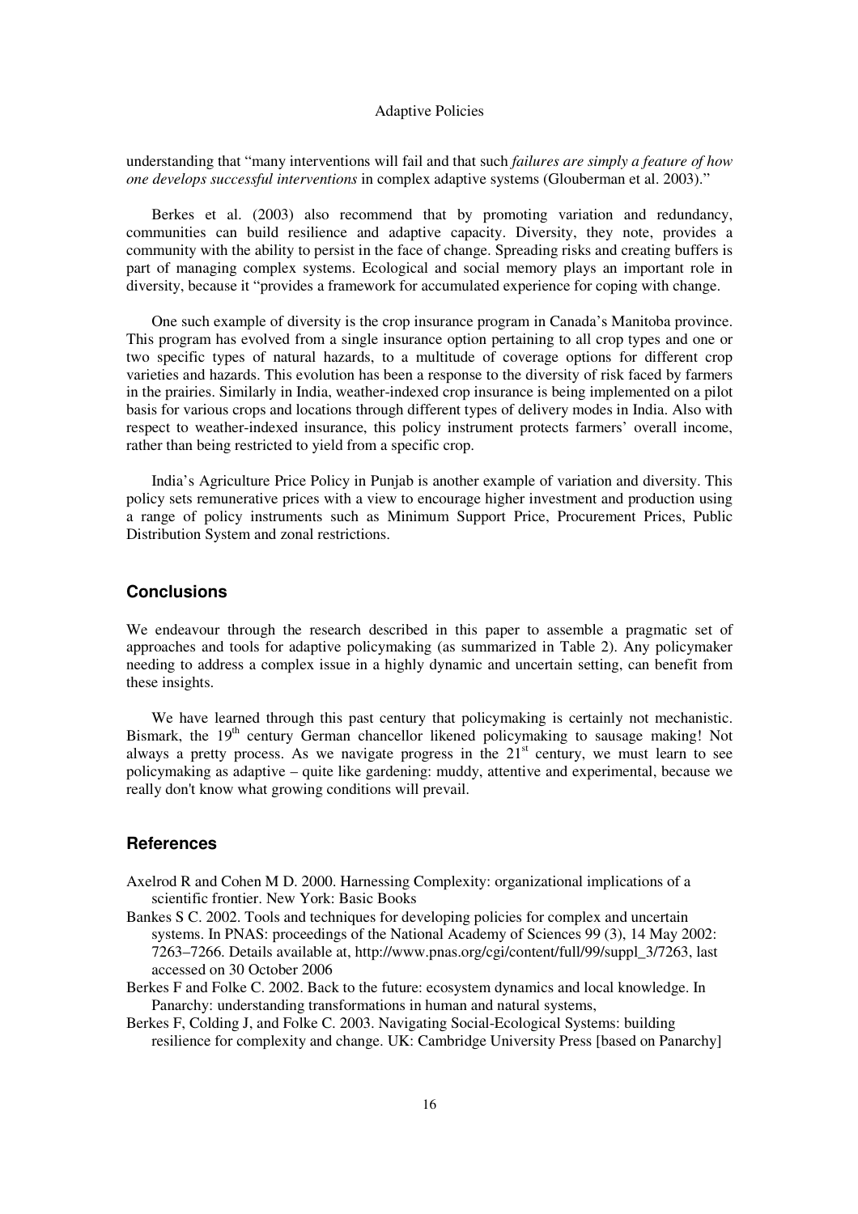understanding that "many interventions will fail and that such *failures are simply a feature of how one develops successful interventions* in complex adaptive systems (Glouberman et al. 2003)."

Berkes et al. (2003) also recommend that by promoting variation and redundancy, communities can build resilience and adaptive capacity. Diversity, they note, provides a community with the ability to persist in the face of change. Spreading risks and creating buffers is part of managing complex systems. Ecological and social memory plays an important role in diversity, because it "provides a framework for accumulated experience for coping with change.

One such example of diversity is the crop insurance program in Canada's Manitoba province. This program has evolved from a single insurance option pertaining to all crop types and one or two specific types of natural hazards, to a multitude of coverage options for different crop varieties and hazards. This evolution has been a response to the diversity of risk faced by farmers in the prairies. Similarly in India, weather-indexed crop insurance is being implemented on a pilot basis for various crops and locations through different types of delivery modes in India. Also with respect to weather-indexed insurance, this policy instrument protects farmers' overall income, rather than being restricted to yield from a specific crop.

India's Agriculture Price Policy in Punjab is another example of variation and diversity. This policy sets remunerative prices with a view to encourage higher investment and production using a range of policy instruments such as Minimum Support Price, Procurement Prices, Public Distribution System and zonal restrictions.

## Conclusions

We endeavour through the research described in this paper to assemble a pragmatic set of approaches and tools for adaptive policymaking (as summarized in Table 2). Any policymaker needing to address a complex issue in a highly dynamic and uncertain setting, can benefit from these insights.

We have learned through this past century that policymaking is certainly not mechanistic. Bismark, the 19th century German chancellor likened policymaking to sausage making! Not always a pretty process. As we navigate progress in the 21st century, we must learn to see policymaking as adaptive – quite like gardening: muddy, attentive and experimental, because we really don't know what growing conditions will prevail.

## References

Axelrod R and Cohen M D. 2000. Harnessing Complexity: organizational implications of a scientific frontier. New York: Basic Books

Bankes S C. 2002. Tools and techniques for developing policies for complex and uncertain systems. In PNAS: proceedings of the National Academy of Sciences 99 (3), 14 May 2002: 7263–7266. Details available at, http://www.pnas.org/cgi/content/full/99/suppl_3/7263, last accessed on 30 October 2006

Berkes F and Folke C. 2002. Back to the future: ecosystem dynamics and local knowledge. In Panarchy: understanding transformations in human and natural systems,

Berkes F, Colding J, and Folke C. 2003. Navigating Social-Ecological Systems: building resilience for complexity and change. UK: Cambridge University Press [based on Panarchy]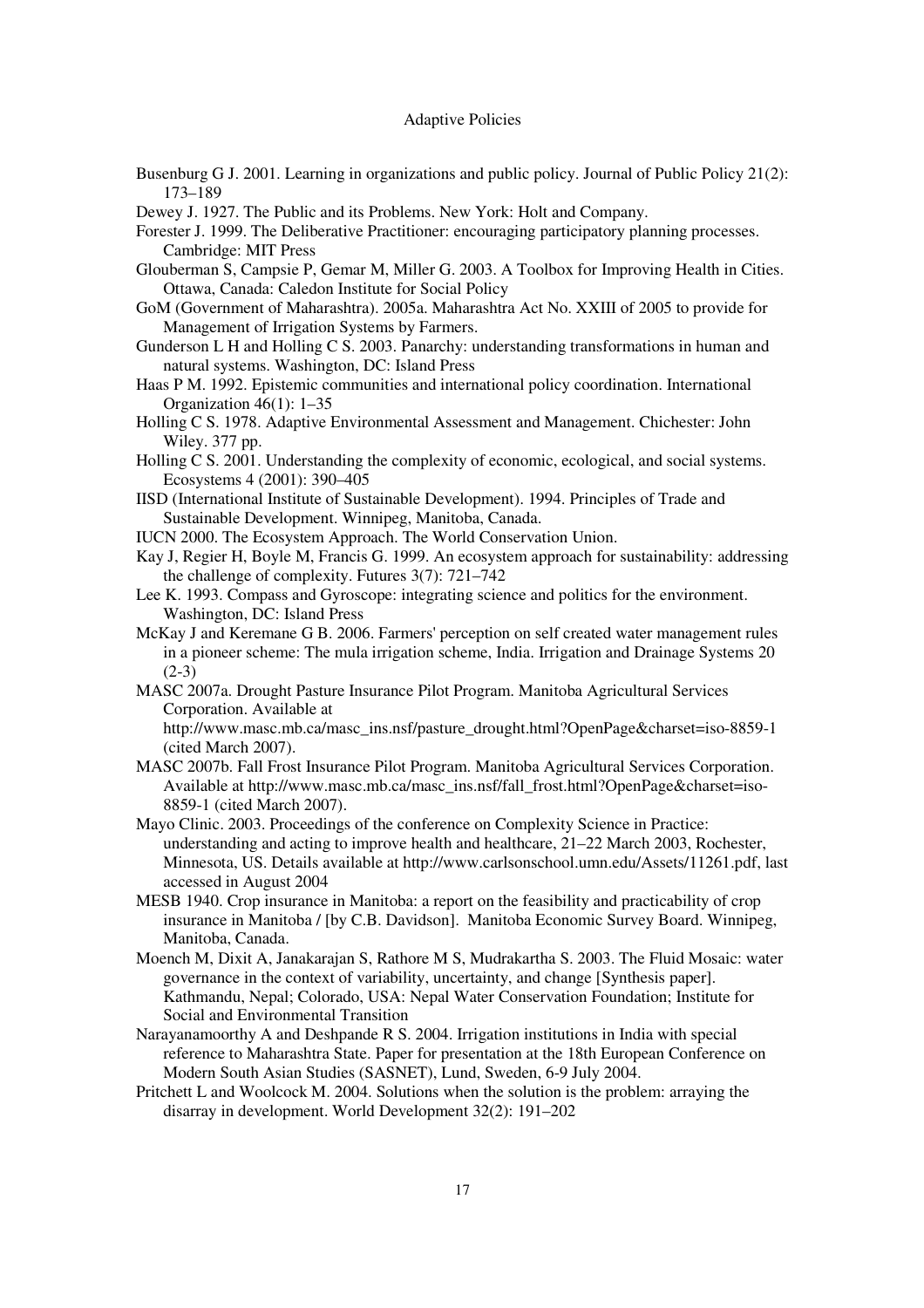Busenburg G J. 2001. Learning in organizations and public policy. Journal of Public Policy 21(2): 173–189

Dewey J. 1927. The Public and its Problems. New York: Holt and Company.

Forester J. 1999. The Deliberative Practitioner: encouraging participatory planning processes. Cambridge: MIT Press

Glouberman S, Campsie P, Gemar M, Miller G. 2003. A Toolbox for Improving Health in Cities. Ottawa, Canada: Caledon Institute for Social Policy

GoM (Government of Maharashtra). 2005a. Maharashtra Act No. XXIII of 2005 to provide for Management of Irrigation Systems by Farmers.

Gunderson L H and Holling C S. 2003. Panarchy: understanding transformations in human and natural systems. Washington, DC: Island Press

Haas P M. 1992. Epistemic communities and international policy coordination. International Organization 46(1): 1–35

Holling C S. 1978. Adaptive Environmental Assessment and Management. Chichester: John Wiley. 377 pp.

Holling C S. 2001. Understanding the complexity of economic, ecological, and social systems. Ecosystems 4 (2001): 390–405

IISD (International Institute of Sustainable Development). 1994. Principles of Trade and Sustainable Development. Winnipeg, Manitoba, Canada.

IUCN 2000. The Ecosystem Approach. The World Conservation Union.

Kay J, Regier H, Boyle M, Francis G. 1999. An ecosystem approach for sustainability: addressing the challenge of complexity. Futures 3(7): 721–742

Lee K. 1993. Compass and Gyroscope: integrating science and politics for the environment. Washington, DC: Island Press

McKay J and Keremane G B. 2006. Farmers' perception on self created water management rules in a pioneer scheme: The mula irrigation scheme, India. Irrigation and Drainage Systems 20 (2-3)

MASC 2007a. Drought Pasture Insurance Pilot Program. Manitoba Agricultural Services Corporation. Available at http://www.masc.mb.ca/masc_ins.nsf/pasture_drought.html?OpenPage&charset=iso-8859-1 (cited March 2007).

MASC 2007b. Fall Frost Insurance Pilot Program. Manitoba Agricultural Services Corporation. Available at http://www.masc.mb.ca/masc_ins.nsf/fall_frost.html?OpenPage&charset=iso-8859-1 (cited March 2007).

Mayo Clinic. 2003. Proceedings of the conference on Complexity Science in Practice: understanding and acting to improve health and healthcare, 21–22 March 2003, Rochester, Minnesota, US. Details available at http://www.carlsonschool.umn.edu/Assets/11261.pdf, last accessed in August 2004

MESB 1940. Crop insurance in Manitoba: a report on the feasibility and practicability of crop insurance in Manitoba / [by C.B. Davidson]. Manitoba Economic Survey Board. Winnipeg, Manitoba, Canada.

Moench M, Dixit A, Janakarajan S, Rathore M S, Mudrakartha S. 2003. The Fluid Mosaic: water governance in the context of variability, uncertainty, and change [Synthesis paper]. Kathmandu, Nepal; Colorado, USA: Nepal Water Conservation Foundation; Institute for Social and Environmental Transition

Narayanamoorthy A and Deshpande R S. 2004. Irrigation institutions in India with special reference to Maharashtra State. Paper for presentation at the 18th European Conference on Modern South Asian Studies (SASNET), Lund, Sweden, 6-9 July 2004.

Pritchett L and Woolcock M. 2004. Solutions when the solution is the problem: arraying the disarray in development. World Development 32(2): 191–202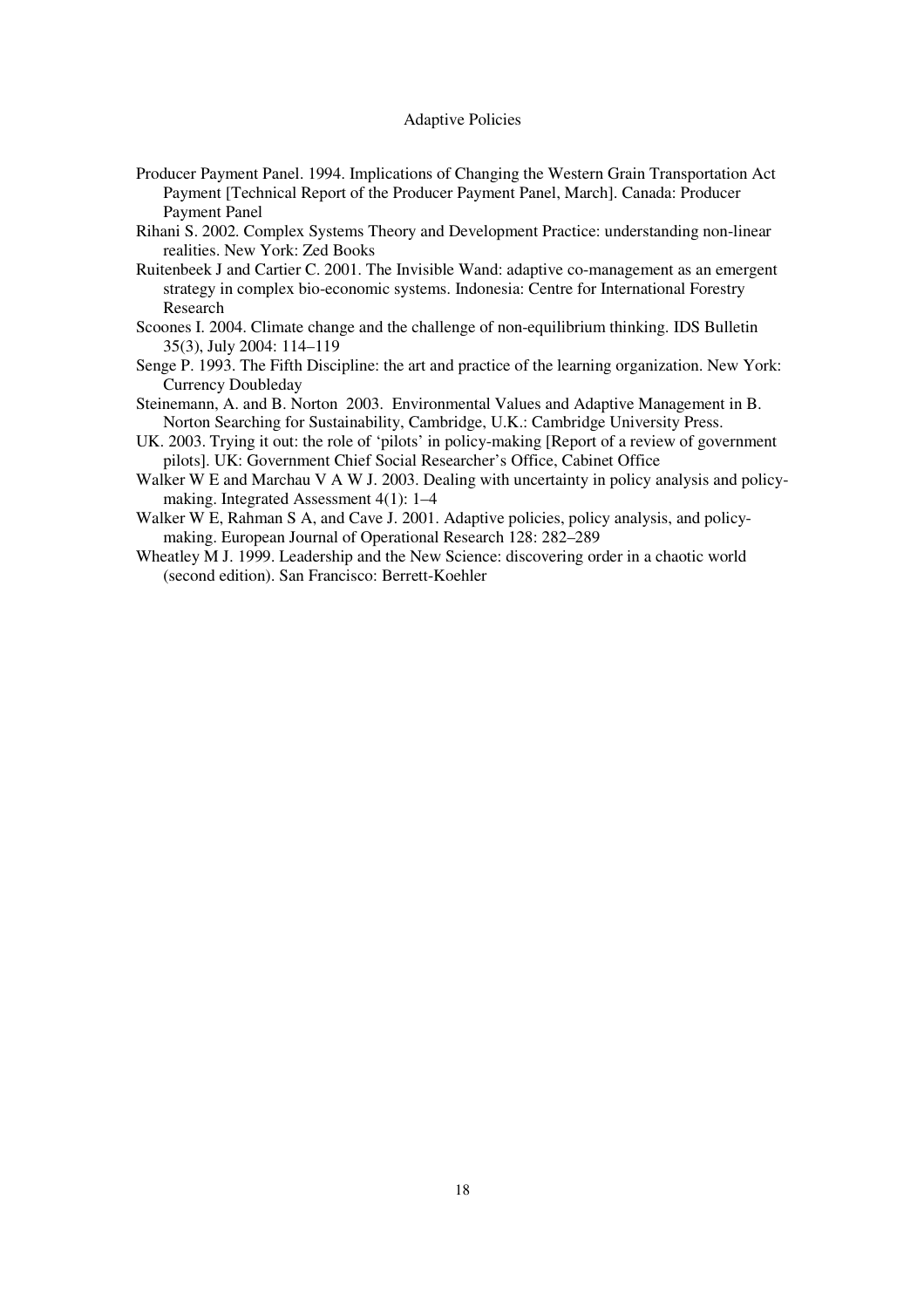Producer Payment Panel. 1994. Implications of Changing the Western Grain Transportation Act Payment [Technical Report of the Producer Payment Panel, March]. Canada: Producer Payment Panel

Rihani S. 2002. Complex Systems Theory and Development Practice: understanding non-linear realities. New York: Zed Books

Ruitenbeek J and Cartier C. 2001. The Invisible Wand: adaptive co-management as an emergent strategy in complex bio-economic systems. Indonesia: Centre for International Forestry Research

Scoones I. 2004. Climate change and the challenge of non-equilibrium thinking. IDS Bulletin 35(3), July 2004: 114–119

Senge P. 1993. The Fifth Discipline: the art and practice of the learning organization. New York: Currency Doubleday

Steinemann, A. and B. Norton 2003. Environmental Values and Adaptive Management in B. Norton Searching for Sustainability, Cambridge, U.K.: Cambridge University Press.

UK. 2003. Trying it out: the role of 'pilots' in policy-making [Report of a review of government pilots]. UK: Government Chief Social Researcher's Office, Cabinet Office

Walker W E and Marchau V A W J. 2003. Dealing with uncertainty in policy analysis and policy-making. Integrated Assessment 4(1): 1–4

Walker W E, Rahman S A, and Cave J. 2001. Adaptive policies, policy analysis, and policy-making. European Journal of Operational Research 128: 282–289

Wheatley M J. 1999. Leadership and the New Science: discovering order in a chaotic world (second edition). San Francisco: Berrett-Koehler